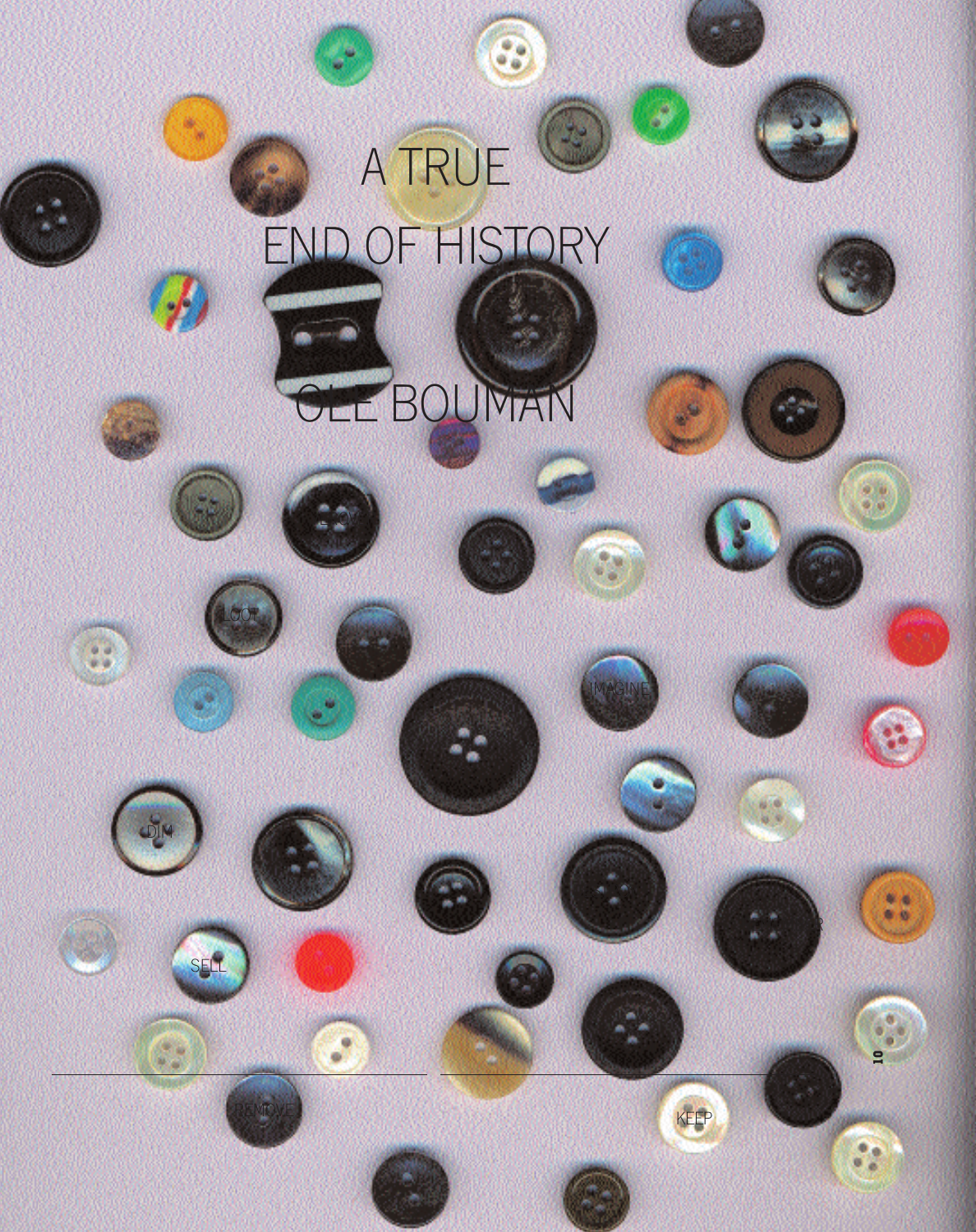# A TRUE END OF HISTORY

OLE BOUMAN

LOOT

IMAGINE

DIM

SELL

REMOVE

KEEP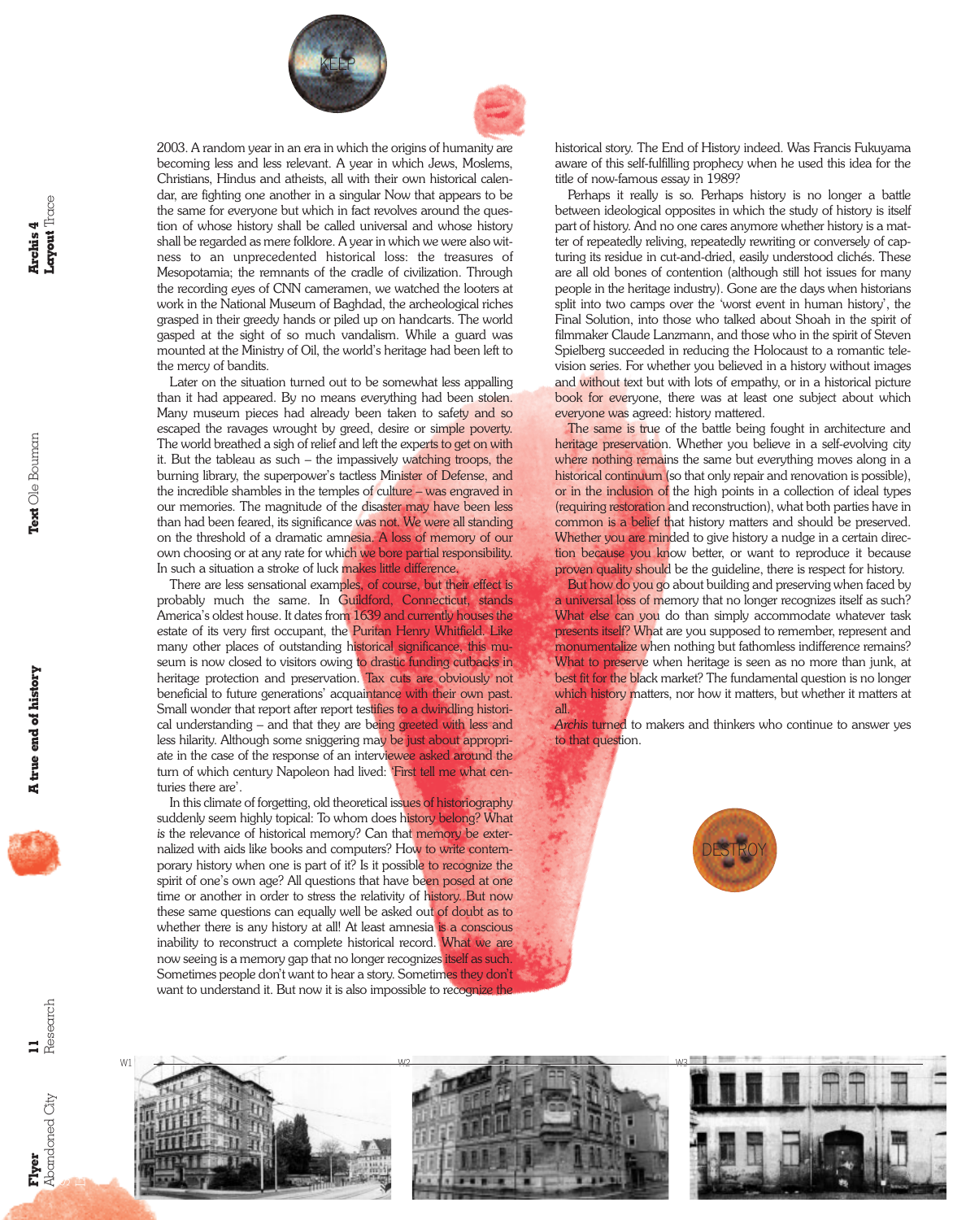KEEP

2003. A random year in an era in which the origins of humanity are becoming less and less relevant. A year in which Jews, Moslems, Christians, Hindus and atheists, all with their own historical calendar, are fighting one another in a singular Now that appears to be the same for everyone but which in fact revolves around the question of whose history shall be called universal and whose history shall be regarded as mere folklore. A year in which we were also witness to an unprecedented historical loss: the treasures of Mesopotamia; the remnants of the cradle of civilization. Through the recording eyes of CNN cameramen, we watched the looters at work in the National Museum of Baghdad, the archeological riches grasped in their greedy hands or piled up on handcarts. The world gasped at the sight of so much vandalism. While a guard was mounted at the Ministry of Oil, the world's heritage had been left to the mercy of bandits.

Later on the situation turned out to be somewhat less appalling than it had appeared. By no means everything had been stolen. Many museum pieces had already been taken to safety and so escaped the ravages wrought by greed, desire or simple poverty. The world breathed a sigh of relief and left the experts to get on with it. But the tableau as such – the impassively watching troops, the burning library, the superpower's tactless Minister of Defense, and the incredible shambles in the temples of culture – was engraved in our memories. The magnitude of the disaster may have been less than had been feared, its significance was not. We were all standing on the threshold of a dramatic amnesia. A loss of memory of our own choosing or at any rate for which we bore partial responsibility. In such a situation a stroke of luck makes little difference.

There are less sensational examples, of course, but their effect is probably much the same. In Guildford, Connecticut, stands America's oldest house. It dates from 1639 and currently houses the estate of its very first occupant, the Puritan Henry Whitfield. Like many other places of outstanding historical significance, this museum is now closed to visitors owing to drastic funding cutbacks in heritage protection and preservation. Tax cuts are obviously not beneficial to future generations' acquaintance with their own past. Small wonder that report after report testifies to a dwindling historical understanding – and that they are being greeted with less and less hilarity. Although some sniggering may be just about appropriate in the case of the response of an interviewee asked around the turn of which century Napoleon had lived: 'First tell me what centuries there are'.

In this climate of forgetting, old theoretical issues of historiography suddenly seem highly topical: To whom does history belong? What *is* the relevance of historical memory? Can that memory be externalized with aids like books and computers? How to write contemporary history when one is part of it? Is it possible to recognize the spirit of one's own age? All questions that have been posed at one time or another in order to stress the relativity of history. But now these same questions can equally well be asked out of doubt as to whether there is any history at all! At least amnesia is a conscious inability to reconstruct a complete historical record. What we are now seeing is a memory gap that no longer recognizes itself as such. Sometimes people don't want to hear a story. Sometimes they don't want to understand it. But now it is also impossible to recognize the historical story. The End of History indeed. Was Francis Fukuyama aware of this self-fulfilling prophecy when he used this idea for the title of now-famous essay in 1989?

Perhaps it really is so. Perhaps history is no longer a battle between ideological opposites in which the study of history is itself part of history. And no one cares anymore whether history is a matter of repeatedly reliving, repeatedly rewriting or conversely of capturing its residue in cut-and-dried, easily understood clichés. These are all old bones of contention (although still hot issues for many people in the heritage industry). Gone are the days when historians split into two camps over the 'worst event in human history', the Final Solution, into those who talked about Shoah in the spirit of filmmaker Claude Lanzmann, and those who in the spirit of Steven Spielberg succeeded in reducing the Holocaust to a romantic television series. For whether you believed in a history without images and without text but with lots of empathy, or in a historical picture book for everyone, there was at least one subject about which everyone was agreed: history mattered.

The same is true of the battle being fought in architecture and heritage preservation. Whether you believe in a self-evolving city where nothing remains the same but everything moves along in a historical continuum (so that only repair and renovation is possible), or in the inclusion of the high points in a collection of ideal types (requiring restoration and reconstruction), what both parties have in common is a belief that history matters and should be preserved. Whether you are minded to give history a nudge in a certain direction because you know better, or want to reproduce it because proven quality should be the guideline, there is respect for history.

But how do you go about building and preserving when faced by a universal loss of memory that no longer recognizes itself as such? What else can you do than simply accommodate whatever task presents itself? What are you supposed to remember, represent and monumentalize when nothing but fathomless indifference remains? What to preserve when heritage is seen as no more than junk, at best fit for the black market? The fundamental question is no longer which history matters, nor how it matters, but whether it matters at all.

*Archis* turned to makers and thinkers who continue to answer yes to that question.

DESTROY

W1 W2 W3